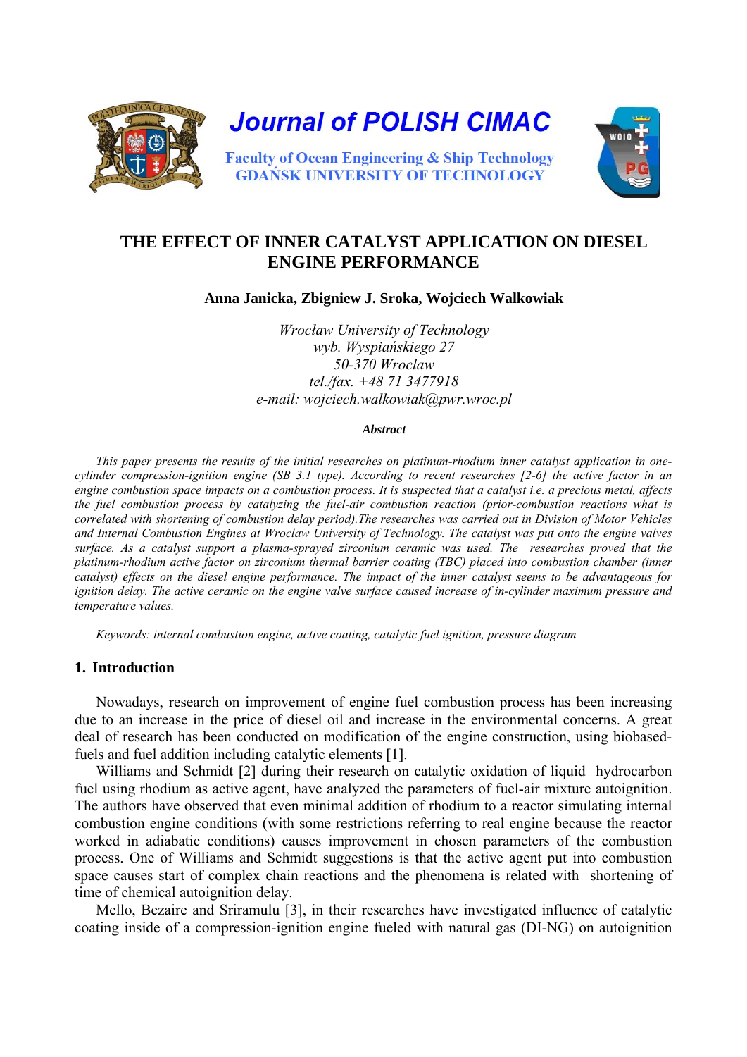Journal of POLISH CIMAC

Faculty of Ocean Engineering & Ship Technology
GDAŃSK UNIVERSITY OF TECHNOLOGY

# THE EFFECT OF INNER CATALYST APPLICATION ON DIESEL ENGINE PERFORMANCE

**Anna Janicka, Zbigniew J. Sroka, Wojciech Walkowiak**

*Wrocław University of Technology*
*wyb. Wyspiańskiego 27*
*50-370 Wroclaw*
*tel./fax. +48 71 3477918*
*e-mail: wojciech.walkowiak@pwr.wroc.pl*

***Abstract***

*This paper presents the results of the initial researches on platinum-rhodium inner catalyst application in one-cylinder compression-ignition engine (SB 3.1 type). According to recent researches [2-6] the active factor in an engine combustion space impacts on a combustion process. It is suspected that a catalyst i.e. a precious metal, affects the fuel combustion process by catalyzing the fuel-air combustion reaction (prior-combustion reactions what is correlated with shortening of combustion delay period).The researches was carried out in Division of Motor Vehicles and Internal Combustion Engines at Wroclaw University of Technology. The catalyst was put onto the engine valves surface. As a catalyst support a plasma-sprayed zirconium ceramic was used. The researches proved that the platinum-rhodium active factor on zirconium thermal barrier coating (TBC) placed into combustion chamber (inner catalyst) effects on the diesel engine performance. The impact of the inner catalyst seems to be advantageous for ignition delay. The active ceramic on the engine valve surface caused increase of in-cylinder maximum pressure and temperature values.*

*Keywords: internal combustion engine, active coating, catalytic fuel ignition, pressure diagram*

## 1. Introduction

Nowadays, research on improvement of engine fuel combustion process has been increasing due to an increase in the price of diesel oil and increase in the environmental concerns. A great deal of research has been conducted on modification of the engine construction, using biobased-fuels and fuel addition including catalytic elements [1].

Williams and Schmidt [2] during their research on catalytic oxidation of liquid hydrocarbon fuel using rhodium as active agent, have analyzed the parameters of fuel-air mixture autoignition. The authors have observed that even minimal addition of rhodium to a reactor simulating internal combustion engine conditions (with some restrictions referring to real engine because the reactor worked in adiabatic conditions) causes improvement in chosen parameters of the combustion process. One of Williams and Schmidt suggestions is that the active agent put into combustion space causes start of complex chain reactions and the phenomena is related with shortening of time of chemical autoignition delay.

Mello, Bezaire and Sriramulu [3], in their researches have investigated influence of catalytic coating inside of a compression-ignition engine fueled with natural gas (DI-NG) on autoignition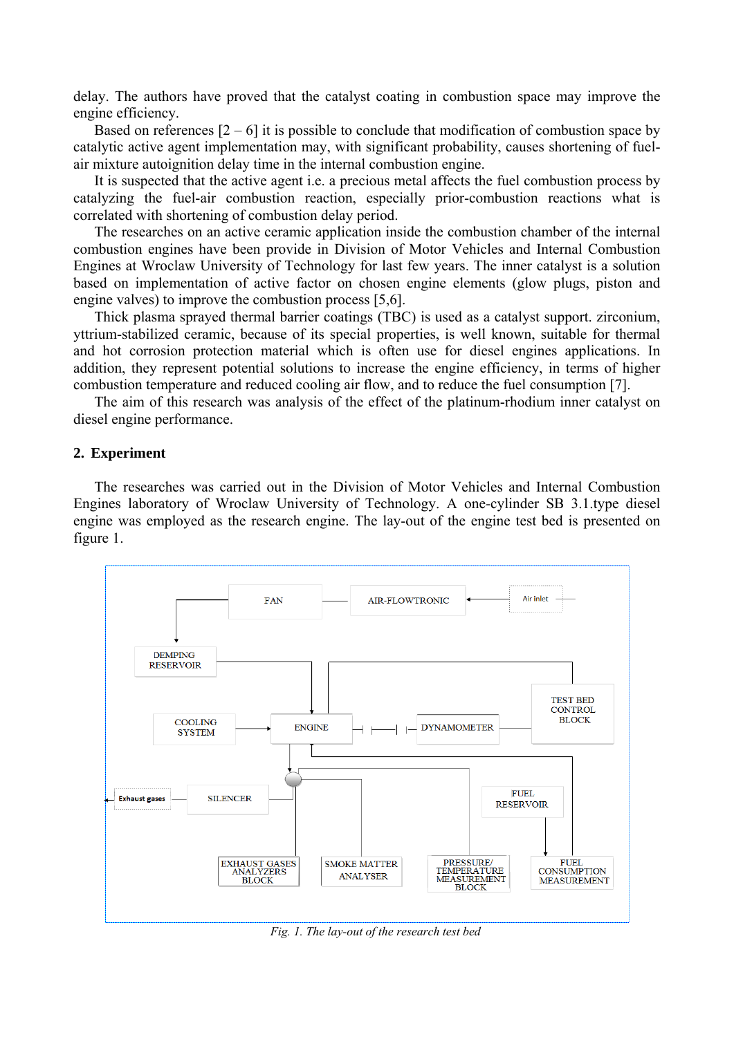delay. The authors have proved that the catalyst coating in combustion space may improve the engine efficiency.

Based on references [2 – 6] it is possible to conclude that modification of combustion space by catalytic active agent implementation may, with significant probability, causes shortening of fuel-air mixture autoignition delay time in the internal combustion engine.

It is suspected that the active agent i.e. a precious metal affects the fuel combustion process by catalyzing the fuel-air combustion reaction, especially prior-combustion reactions what is correlated with shortening of combustion delay period.

The researches on an active ceramic application inside the combustion chamber of the internal combustion engines have been provide in Division of Motor Vehicles and Internal Combustion Engines at Wroclaw University of Technology for last few years. The inner catalyst is a solution based on implementation of active factor on chosen engine elements (glow plugs, piston and engine valves) to improve the combustion process [5,6].

Thick plasma sprayed thermal barrier coatings (TBC) is used as a catalyst support. zirconium, yttrium-stabilized ceramic, because of its special properties, is well known, suitable for thermal and hot corrosion protection material which is often use for diesel engines applications. In addition, they represent potential solutions to increase the engine efficiency, in terms of higher combustion temperature and reduced cooling air flow, and to reduce the fuel consumption [7].

The aim of this research was analysis of the effect of the platinum-rhodium inner catalyst on diesel engine performance.

## 2. Experiment

The researches was carried out in the Division of Motor Vehicles and Internal Combustion Engines laboratory of Wroclaw University of Technology. A one-cylinder SB 3.1.type diesel engine was employed as the research engine. The lay-out of the engine test bed is presented on figure 1.

*Fig. 1. The lay-out of the research test bed*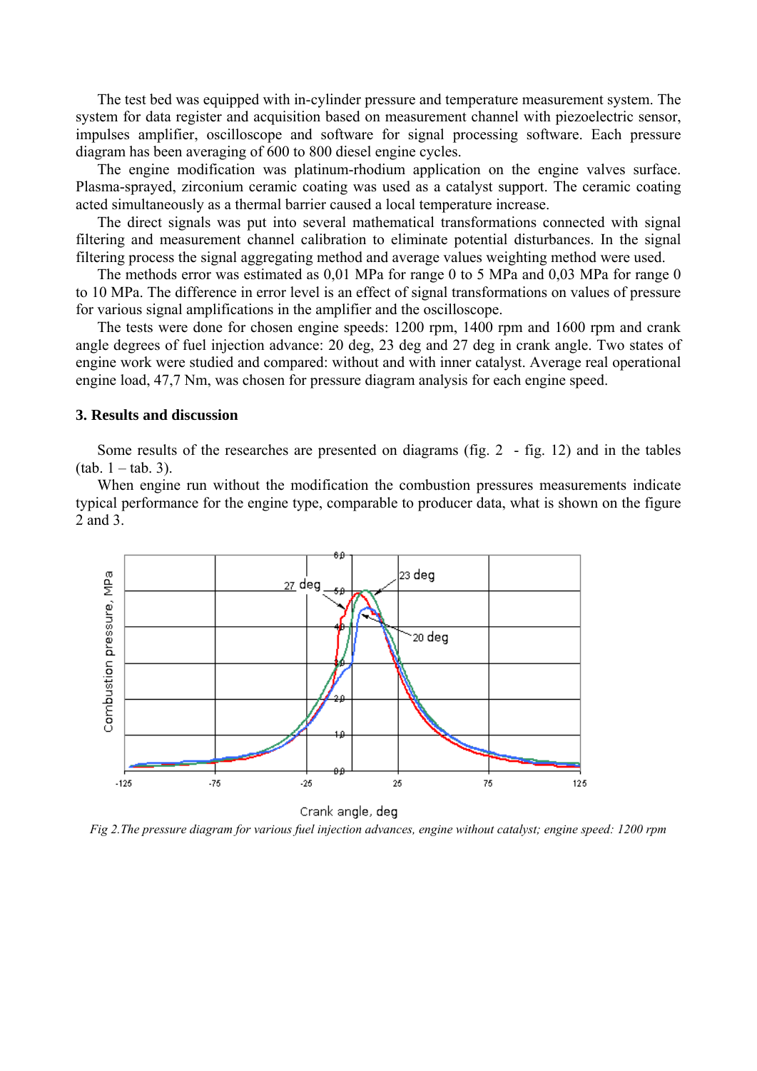The test bed was equipped with in-cylinder pressure and temperature measurement system. The system for data register and acquisition based on measurement channel with piezoelectric sensor, impulses amplifier, oscilloscope and software for signal processing software. Each pressure diagram has been averaging of 600 to 800 diesel engine cycles.

The engine modification was platinum-rhodium application on the engine valves surface. Plasma-sprayed, zirconium ceramic coating was used as a catalyst support. The ceramic coating acted simultaneously as a thermal barrier caused a local temperature increase.

The direct signals was put into several mathematical transformations connected with signal filtering and measurement channel calibration to eliminate potential disturbances. In the signal filtering process the signal aggregating method and average values weighting method were used.

The methods error was estimated as 0,01 MPa for range 0 to 5 MPa and 0,03 MPa for range 0 to 10 MPa. The difference in error level is an effect of signal transformations on values of pressure for various signal amplifications in the amplifier and the oscilloscope.

The tests were done for chosen engine speeds: 1200 rpm, 1400 rpm and 1600 rpm and crank angle degrees of fuel injection advance: 20 deg, 23 deg and 27 deg in crank angle. Two states of engine work were studied and compared: without and with inner catalyst. Average real operational engine load, 47,7 Nm, was chosen for pressure diagram analysis for each engine speed.

## 3. Results and discussion

Some results of the researches are presented on diagrams (fig. 2 - fig. 12) and in the tables (tab. 1 – tab. 3).

When engine run without the modification the combustion pressures measurements indicate typical performance for the engine type, comparable to producer data, what is shown on the figure 2 and 3.

*Fig 2.The pressure diagram for various fuel injection advances, engine without catalyst; engine speed: 1200 rpm*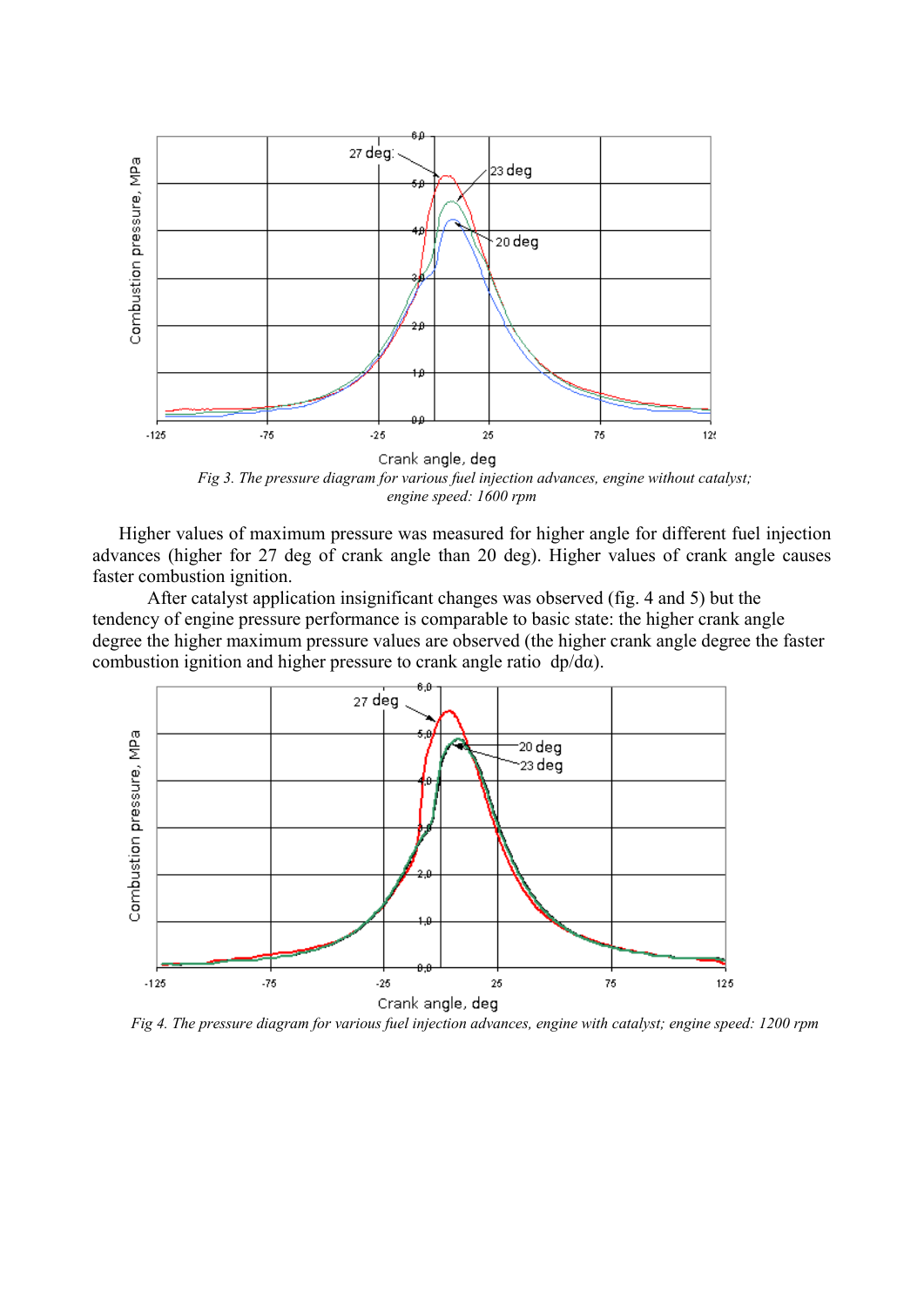*Fig 3. The pressure diagram for various fuel injection advances, engine without catalyst; engine speed: 1600 rpm*

Higher values of maximum pressure was measured for higher angle for different fuel injection advances (higher for 27 deg of crank angle than 20 deg). Higher values of crank angle causes faster combustion ignition.

After catalyst application insignificant changes was observed (fig. 4 and 5) but the tendency of engine pressure performance is comparable to basic state: the higher crank angle degree the higher maximum pressure values are observed (the higher crank angle degree the faster combustion ignition and higher pressure to crank angle ratio $dp/d\alpha$).

*Fig 4. The pressure diagram for various fuel injection advances, engine with catalyst; engine speed: 1200 rpm*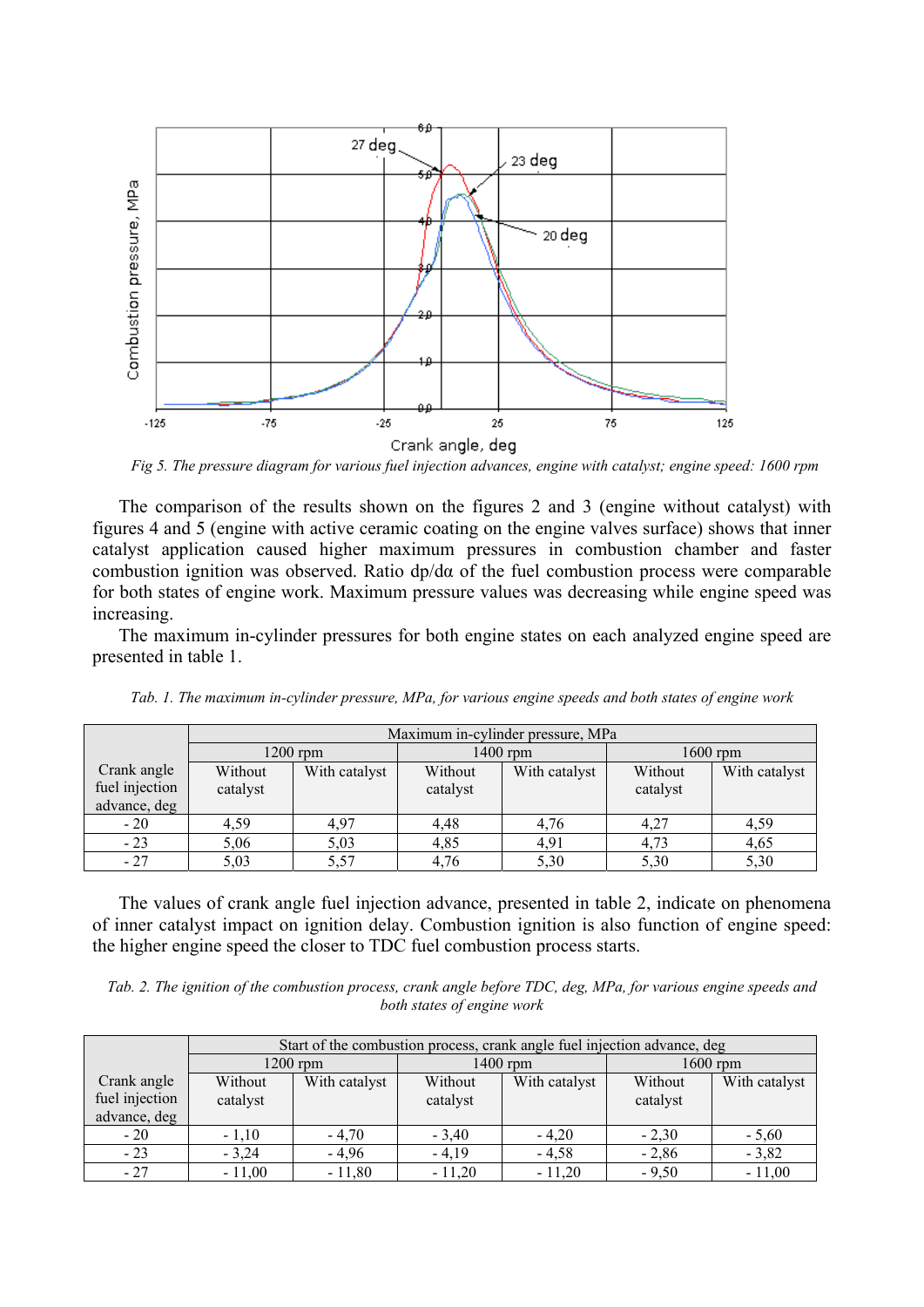Fig 5. The pressure diagram for various fuel injection advances, engine with catalyst; engine speed: 1600 rpm

The comparison of the results shown on the figures 2 and 3 (engine without catalyst) with figures 4 and 5 (engine with active ceramic coating on the engine valves surface) shows that inner catalyst application caused higher maximum pressures in combustion chamber and faster combustion ignition was observed. Ratio dp/dα of the fuel combustion process were comparable for both states of engine work. Maximum pressure values was decreasing while engine speed was increasing.

The maximum in-cylinder pressures for both engine states on each analyzed engine speed are presented in table 1.

*Tab. 1. The maximum in-cylinder pressure, MPa, for various engine speeds and both states of engine work*

| Crank angle fuel injection advance, deg | Maximum in-cylinder pressure, MPa | | | | | |
|---|---|---|---|---|---|---|
| | 1200 rpm | | 1400 rpm | | 1600 rpm | |
| | Without catalyst | With catalyst | Without catalyst | With catalyst | Without catalyst | With catalyst |
| - 20 | 4,59 | 4,97 | 4,48 | 4,76 | 4,27 | 4,59 |
| - 23 | 5,06 | 5,03 | 4,85 | 4,91 | 4,73 | 4,65 |
| - 27 | 5,03 | 5,57 | 4,76 | 5,30 | 5,30 | 5,30 |

The values of crank angle fuel injection advance, presented in table 2, indicate on phenomena of inner catalyst impact on ignition delay. Combustion ignition is also function of engine speed: the higher engine speed the closer to TDC fuel combustion process starts.

*Tab. 2. The ignition of the combustion process, crank angle before TDC, deg, MPa, for various engine speeds and both states of engine work*

| Crank angle fuel injection advance, deg | Start of the combustion process, crank angle fuel injection advance, deg | | | | | |
|---|---|---|---|---|---|---|
| | 1200 rpm | | 1400 rpm | | 1600 rpm | |
| | Without catalyst | With catalyst | Without catalyst | With catalyst | Without catalyst | With catalyst |
| - 20 | - 1,10 | - 4,70 | - 3,40 | - 4,20 | - 2,30 | - 5,60 |
| - 23 | - 3,24 | - 4,96 | - 4,19 | - 4,58 | - 2,86 | - 3,82 |
| - 27 | - 11,00 | - 11,80 | - 11,20 | - 11,20 | - 9,50 | - 11,00 |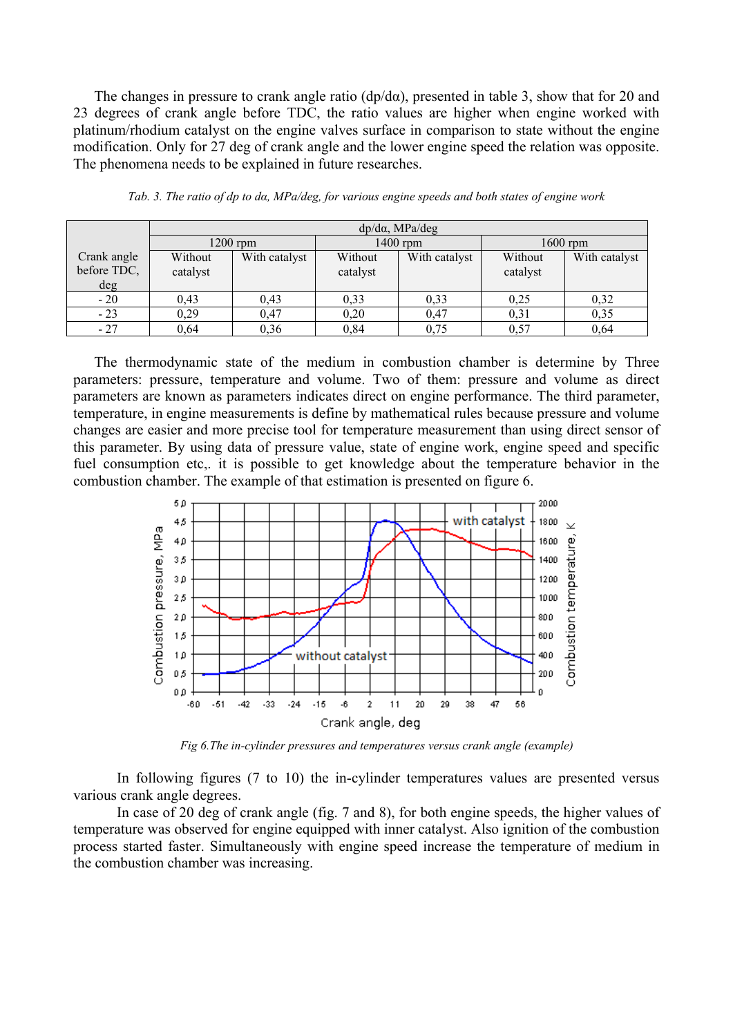The changes in pressure to crank angle ratio (dp/dα), presented in table 3, show that for 20 and 23 degrees of crank angle before TDC, the ratio values are higher when engine worked with platinum/rhodium catalyst on the engine valves surface in comparison to state without the engine modification. Only for 27 deg of crank angle and the lower engine speed the relation was opposite. The phenomena needs to be explained in future researches.

*Tab. 3. The ratio of dp to dα, MPa/deg, for various engine speeds and both states of engine work*

| Crank angle before TDC, deg | dp/dα, MPa/deg | | | | | |
|---|---|---|---|---|---|---|
| | 1200 rpm | | 1400 rpm | | 1600 rpm | |
| | Without catalyst | With catalyst | Without catalyst | With catalyst | Without catalyst | With catalyst |
| - 20 | 0,43 | 0,43 | 0,33 | 0,33 | 0,25 | 0,32 |
| - 23 | 0,29 | 0,47 | 0,20 | 0,47 | 0,31 | 0,35 |
| - 27 | 0,64 | 0,36 | 0,84 | 0,75 | 0,57 | 0,64 |

The thermodynamic state of the medium in combustion chamber is determine by Three parameters: pressure, temperature and volume. Two of them: pressure and volume as direct parameters are known as parameters indicates direct on engine performance. The third parameter, temperature, in engine measurements is define by mathematical rules because pressure and volume changes are easier and more precise tool for temperature measurement than using direct sensor of this parameter. By using data of pressure value, state of engine work, engine speed and specific fuel consumption etc,. it is possible to get knowledge about the temperature behavior in the combustion chamber. The example of that estimation is presented on figure 6.

*Fig 6.The in-cylinder pressures and temperatures versus crank angle (example)*

In following figures (7 to 10) the in-cylinder temperatures values are presented versus various crank angle degrees.

In case of 20 deg of crank angle (fig. 7 and 8), for both engine speeds, the higher values of temperature was observed for engine equipped with inner catalyst. Also ignition of the combustion process started faster. Simultaneously with engine speed increase the temperature of medium in the combustion chamber was increasing.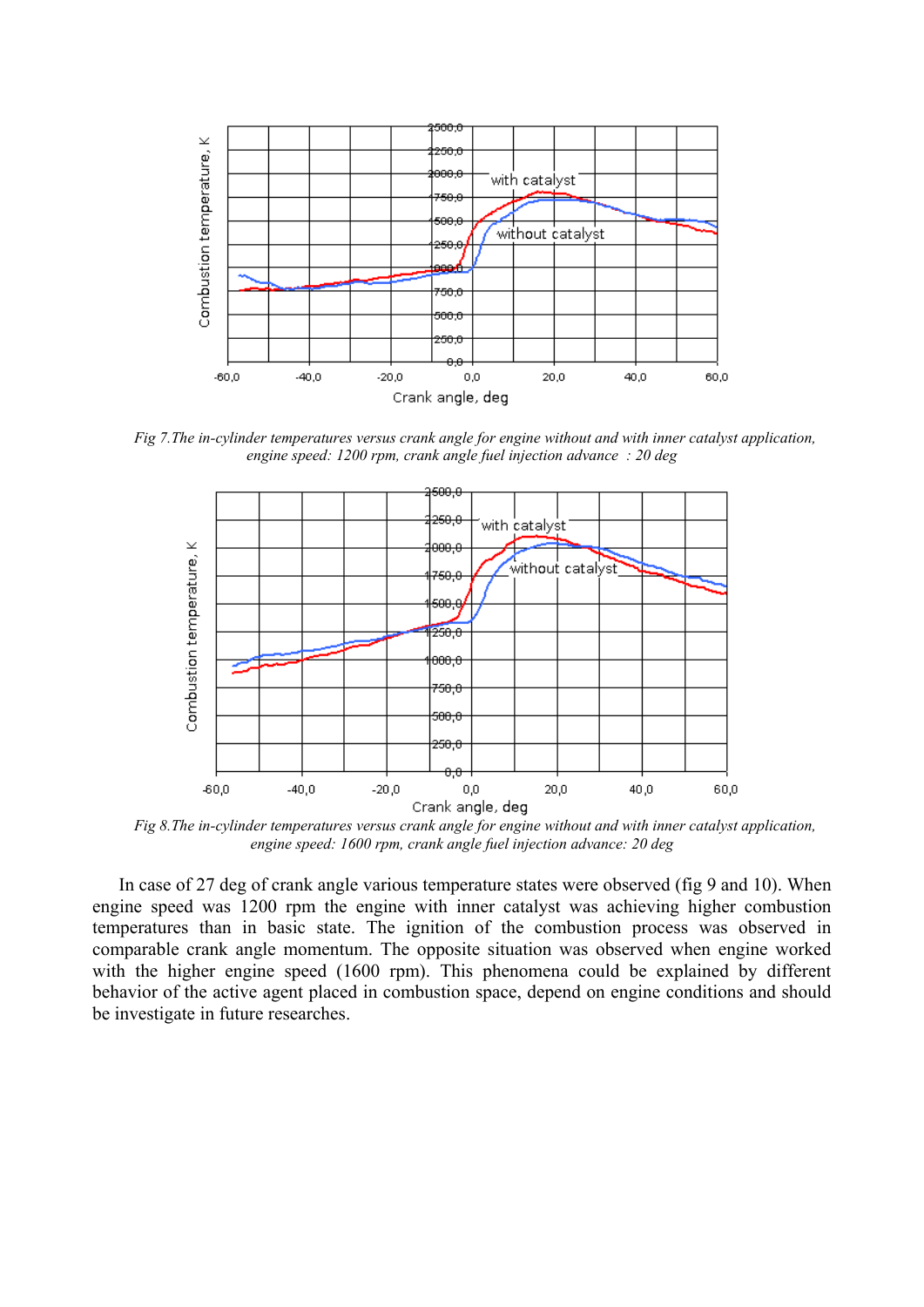*Fig 7.The in-cylinder temperatures versus crank angle for engine without and with inner catalyst application, engine speed: 1200 rpm, crank angle fuel injection advance : 20 deg*

*Fig 8.The in-cylinder temperatures versus crank angle for engine without and with inner catalyst application, engine speed: 1600 rpm, crank angle fuel injection advance: 20 deg*

In case of 27 deg of crank angle various temperature states were observed (fig 9 and 10). When engine speed was 1200 rpm the engine with inner catalyst was achieving higher combustion temperatures than in basic state. The ignition of the combustion process was observed in comparable crank angle momentum. The opposite situation was observed when engine worked with the higher engine speed (1600 rpm). This phenomena could be explained by different behavior of the active agent placed in combustion space, depend on engine conditions and should be investigate in future researches.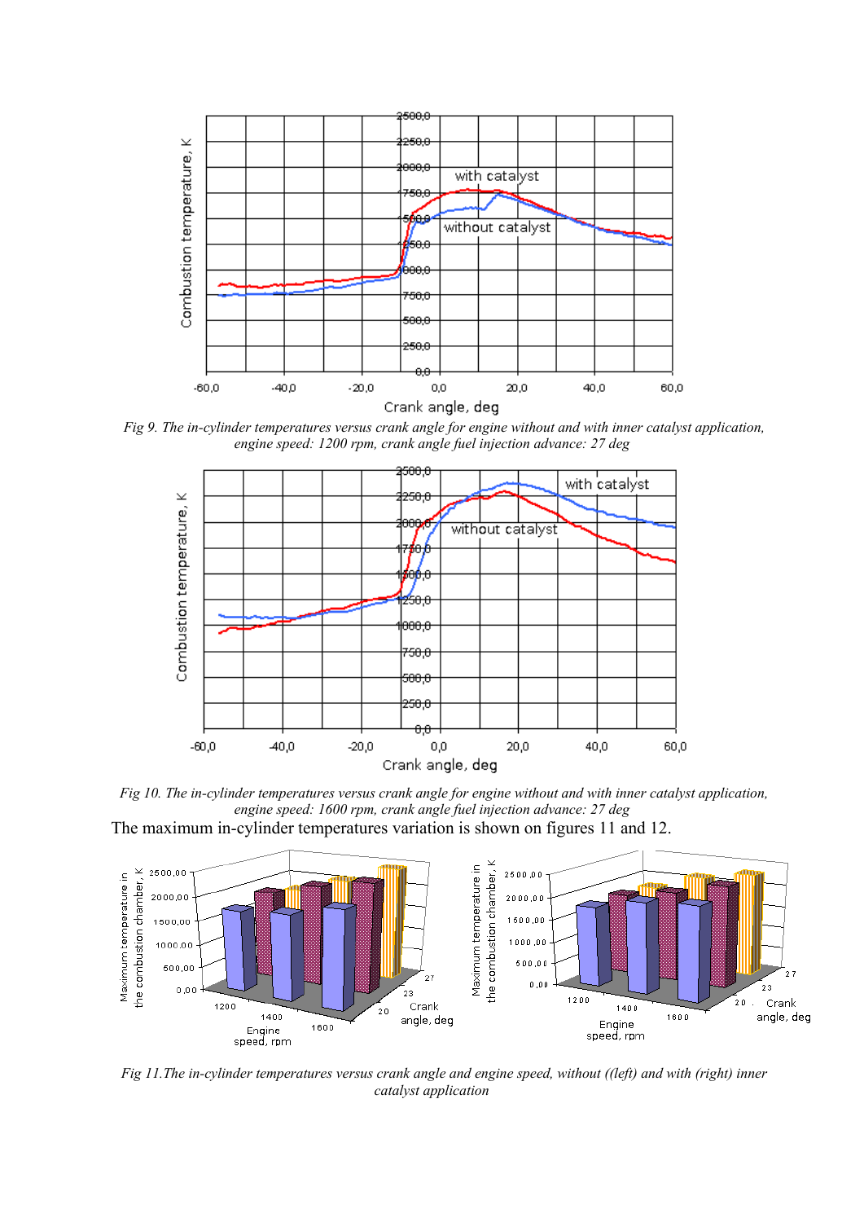*Fig 9. The in-cylinder temperatures versus crank angle for engine without and with inner catalyst application, engine speed: 1200 rpm, crank angle fuel injection advance: 27 deg*

*Fig 10. The in-cylinder temperatures versus crank angle for engine without and with inner catalyst application, engine speed: 1600 rpm, crank angle fuel injection advance: 27 deg*

The maximum in-cylinder temperatures variation is shown on figures 11 and 12.

*Fig 11.The in-cylinder temperatures versus crank angle and engine speed, without ((left) and with (right) inner catalyst application*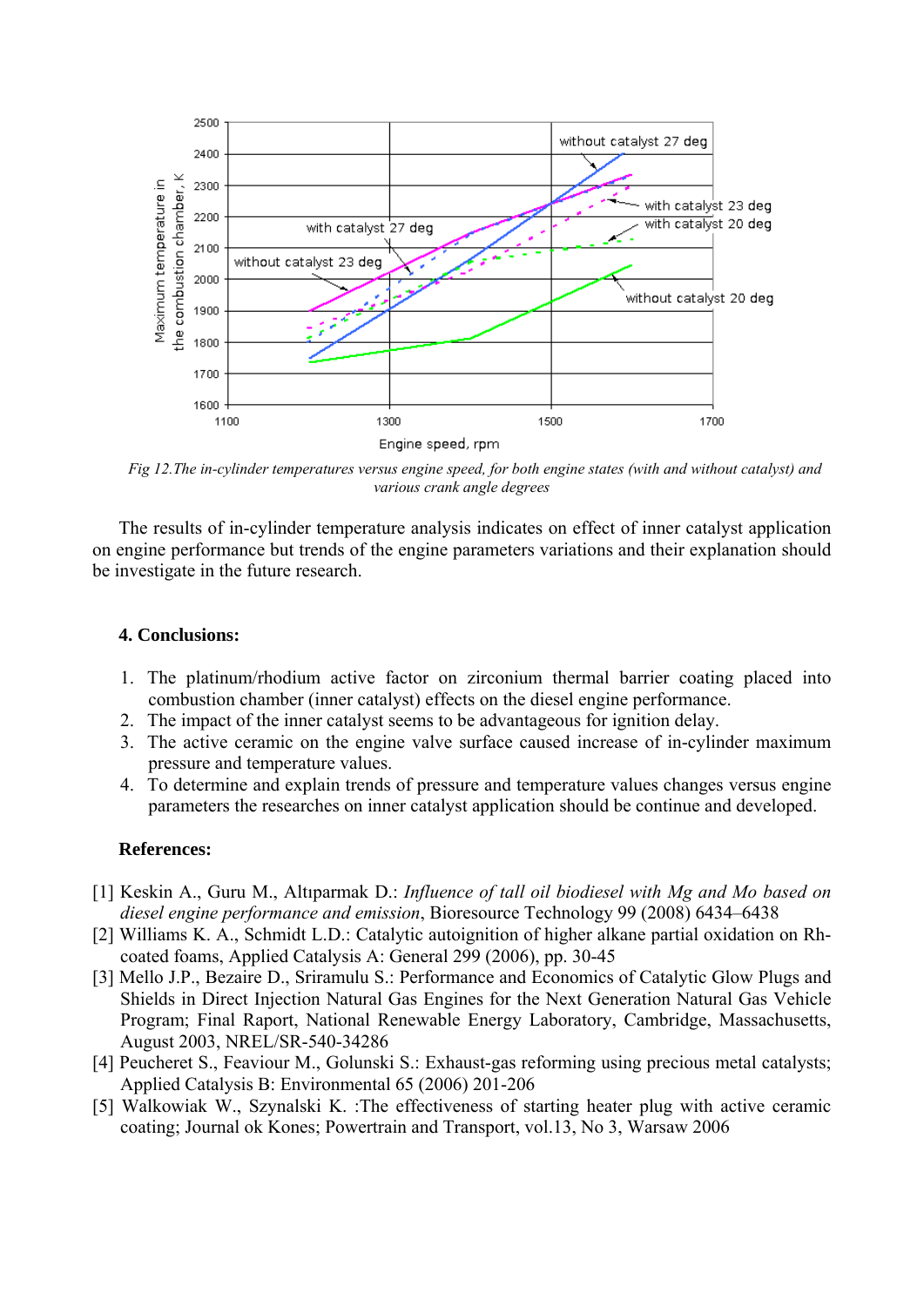*Fig 12.The in-cylinder temperatures versus engine speed, for both engine states (with and without catalyst) and various crank angle degrees*

The results of in-cylinder temperature analysis indicates on effect of inner catalyst application on engine performance but trends of the engine parameters variations and their explanation should be investigate in the future research.

### 4. Conclusions:

1. The platinum/rhodium active factor on zirconium thermal barrier coating placed into combustion chamber (inner catalyst) effects on the diesel engine performance.
2. The impact of the inner catalyst seems to be advantageous for ignition delay.
3. The active ceramic on the engine valve surface caused increase of in-cylinder maximum pressure and temperature values.
4. To determine and explain trends of pressure and temperature values changes versus engine parameters the researches on inner catalyst application should be continue and developed.

### References:

[1] Keskin A., Guru M., Altıparmak D.: *Influence of tall oil biodiesel with Mg and Mo based on diesel engine performance and emission*, Bioresource Technology 99 (2008) 6434–6438

[2] Williams K. A., Schmidt L.D.: Catalytic autoignition of higher alkane partial oxidation on Rh-coated foams, Applied Catalysis A: General 299 (2006), pp. 30-45

[3] Mello J.P., Bezaire D., Sriramulu S.: Performance and Economics of Catalytic Glow Plugs and Shields in Direct Injection Natural Gas Engines for the Next Generation Natural Gas Vehicle Program; Final Raport, National Renewable Energy Laboratory, Cambridge, Massachusetts, August 2003, NREL/SR-540-34286

[4] Peucheret S., Feaviour M., Golunski S.: Exhaust-gas reforming using precious metal catalysts; Applied Catalysis B: Environmental 65 (2006) 201-206

[5] Walkowiak W., Szynalski K. :The effectiveness of starting heater plug with active ceramic coating; Journal ok Kones; Powertrain and Transport, vol.13, No 3, Warsaw 2006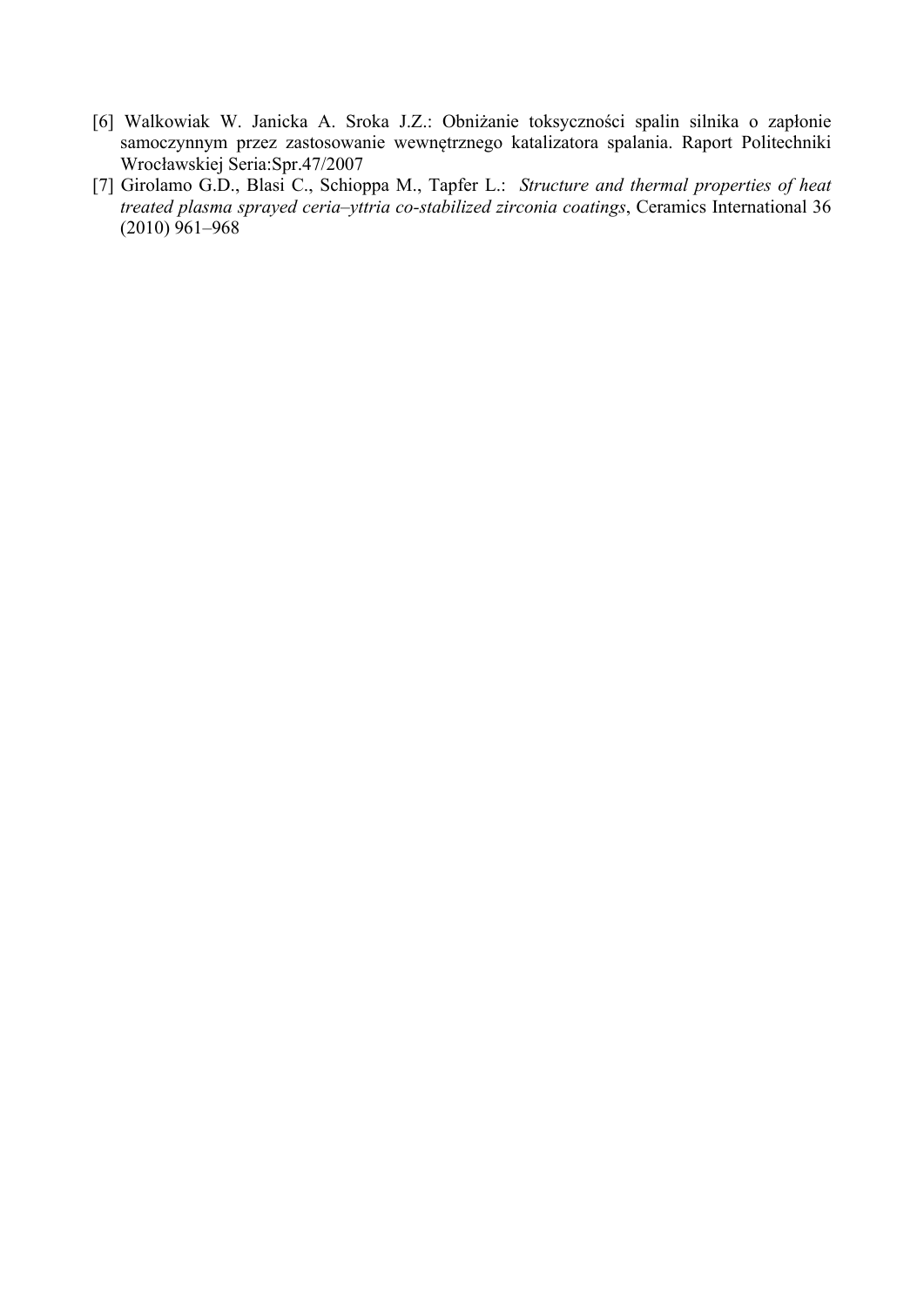[6] Walkowiak W. Janicka A. Sroka J.Z.: Obniżanie toksyczności spalin silnika o zapłonie samoczynnym przez zastosowanie wewnętrznego katalizatora spalania. Raport Politechniki Wrocławskiej Seria:Spr.47/2007

[7] Girolamo G.D., Blasi C., Schioppa M., Tapfer L.: *Structure and thermal properties of heat treated plasma sprayed ceria–yttria co-stabilized zirconia coatings*, Ceramics International 36 (2010) 961–968